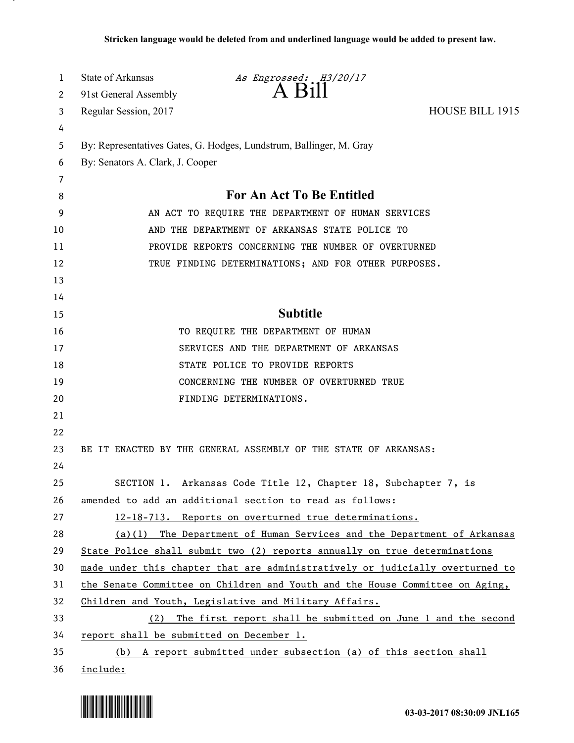**Stricken language would be deleted from and underlined language would be added to present law.**

State of Arkansas *As Engrossed: H3/20/17*
91st General Assembly **A Bill**
Regular Session, 2017 HOUSE BILL 1915

By: Representatives Gates, G. Hodges, Lundstrum, Ballinger, M. Gray
By: Senators A. Clark, J. Cooper

## For An Act To Be Entitled

AN ACT TO REQUIRE THE DEPARTMENT OF HUMAN SERVICES AND THE DEPARTMENT OF ARKANSAS STATE POLICE TO PROVIDE REPORTS CONCERNING THE NUMBER OF OVERTURNED TRUE FINDING DETERMINATIONS; AND FOR OTHER PURPOSES.

## Subtitle

TO REQUIRE THE DEPARTMENT OF HUMAN SERVICES AND THE DEPARTMENT OF ARKANSAS STATE POLICE TO PROVIDE REPORTS CONCERNING THE NUMBER OF OVERTURNED TRUE FINDING DETERMINATIONS.

BE IT ENACTED BY THE GENERAL ASSEMBLY OF THE STATE OF ARKANSAS:

SECTION 1. Arkansas Code Title 12, Chapter 18, Subchapter 7, is amended to add an additional section to read as follows:

12-18-713. Reports on overturned true determinations.

(a)(1) The Department of Human Services and the Department of Arkansas State Police shall submit two (2) reports annually on true determinations made under this chapter that are administratively or judicially overturned to the Senate Committee on Children and Youth and the House Committee on Aging, Children and Youth, Legislative and Military Affairs.

(2) The first report shall be submitted on June 1 and the second report shall be submitted on December 1.

(b) A report submitted under subsection (a) of this section shall include:

03-03-2017 08:30:09 JNL165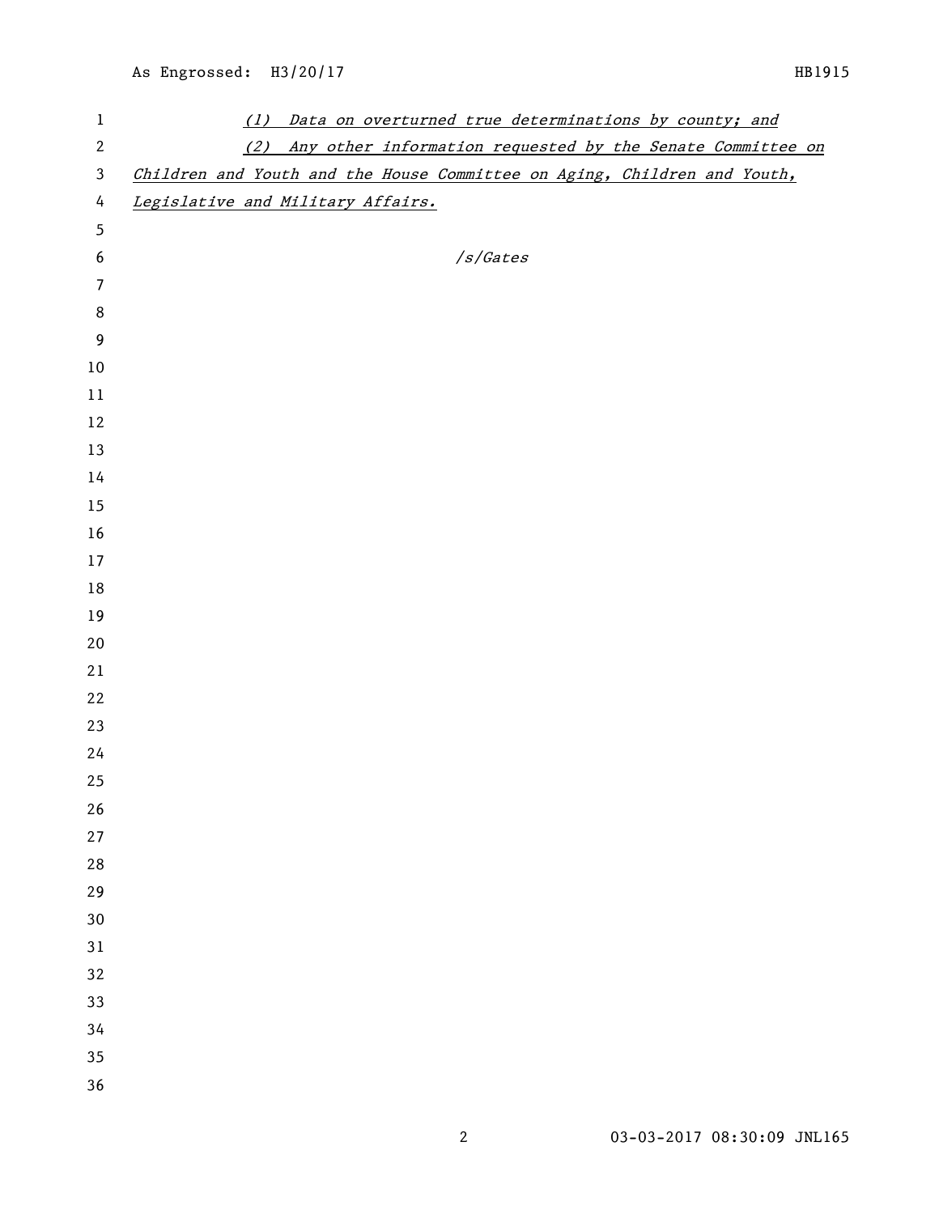*(1) Data on overturned true determinations by county; and*

*(2) Any other information requested by the Senate Committee on Children and Youth and the House Committee on Aging, Children and Youth, Legislative and Military Affairs.*

*/s/Gates*